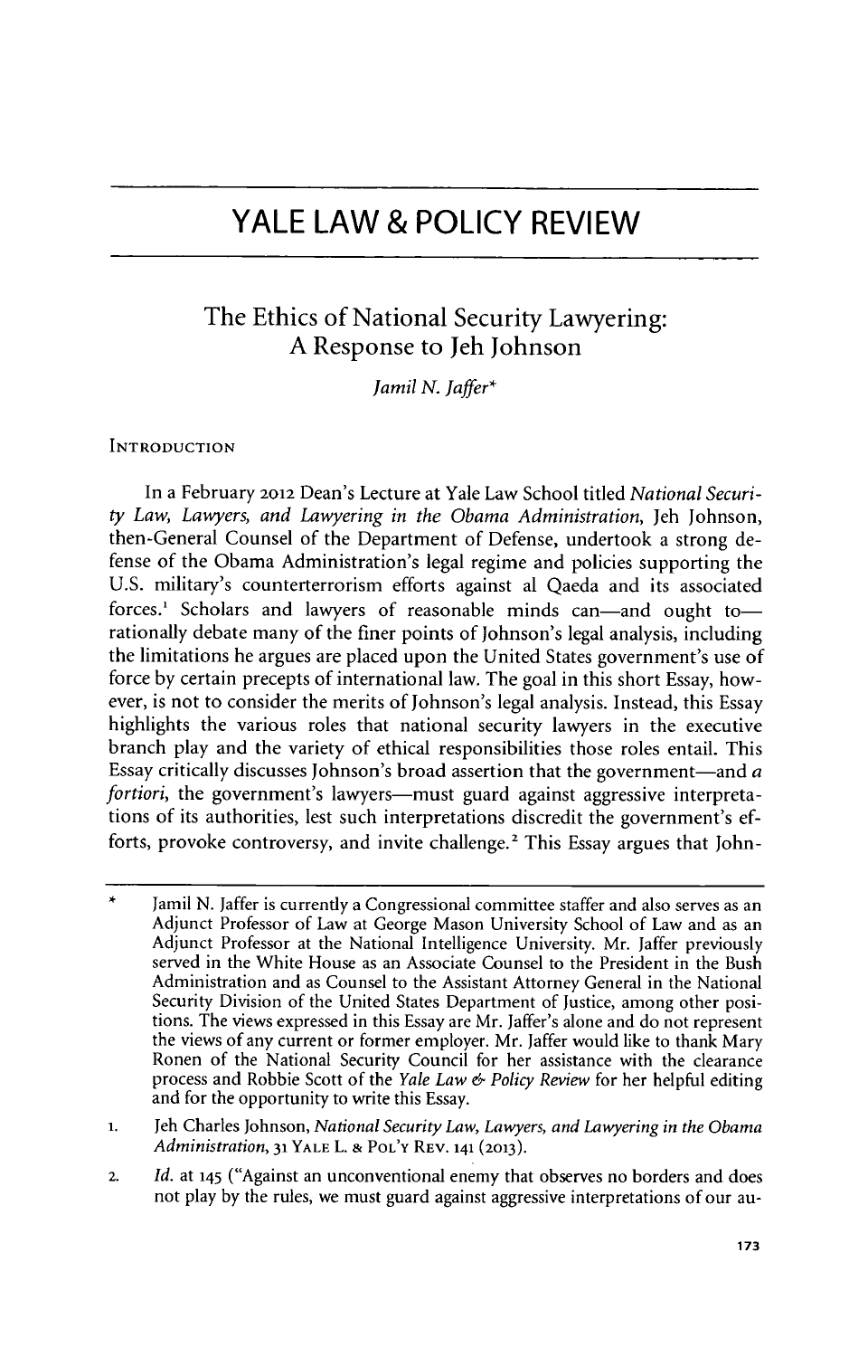# YALE LAW & POLICY REVIEW

## The Ethics of National Security Lawyering: A Response to Jeh Johnson

*Jamil N. Jaffer**

### INTRODUCTION

In a February 2012 Dean's Lecture at Yale Law School titled *National Security Law, Lawyers, and Lawyering in the Obama Administration*, Jeh Johnson, then-General Counsel of the Department of Defense, undertook a strong defense of the Obama Administration's legal regime and policies supporting the U.S. military's counterterrorism efforts against al Qaeda and its associated forces.[1] Scholars and lawyers of reasonable minds can—and ought to—rationally debate many of the finer points of Johnson's legal analysis, including the limitations he argues are placed upon the United States government's use of force by certain precepts of international law. The goal in this short Essay, however, is not to consider the merits of Johnson's legal analysis. Instead, this Essay highlights the various roles that national security lawyers in the executive branch play and the variety of ethical responsibilities those roles entail. This Essay critically discusses Johnson's broad assertion that the government—and *a fortiori*, the government's lawyers—must guard against aggressive interpretations of its authorities, lest such interpretations discredit the government's efforts, provoke controversy, and invite challenge.[2] This Essay argues that John-

---

\* Jamil N. Jaffer is currently a Congressional committee staffer and also serves as an Adjunct Professor of Law at George Mason University School of Law and as an Adjunct Professor at the National Intelligence University. Mr. Jaffer previously served in the White House as an Associate Counsel to the President in the Bush Administration and as Counsel to the Assistant Attorney General in the National Security Division of the United States Department of Justice, among other positions. The views expressed in this Essay are Mr. Jaffer's alone and do not represent the views of any current or former employer. Mr. Jaffer would like to thank Mary Ronen of the National Security Council for her assistance with the clearance process and Robbie Scott of the *Yale Law & Policy Review* for her helpful editing and for the opportunity to write this Essay.

1. Jeh Charles Johnson, *National Security Law, Lawyers, and Lawyering in the Obama Administration*, 31 YALE L. & POL'Y REV. 141 (2013).

2. *Id.* at 145 ("Against an unconventional enemy that observes no borders and does not play by the rules, we must guard against aggressive interpretations of our au-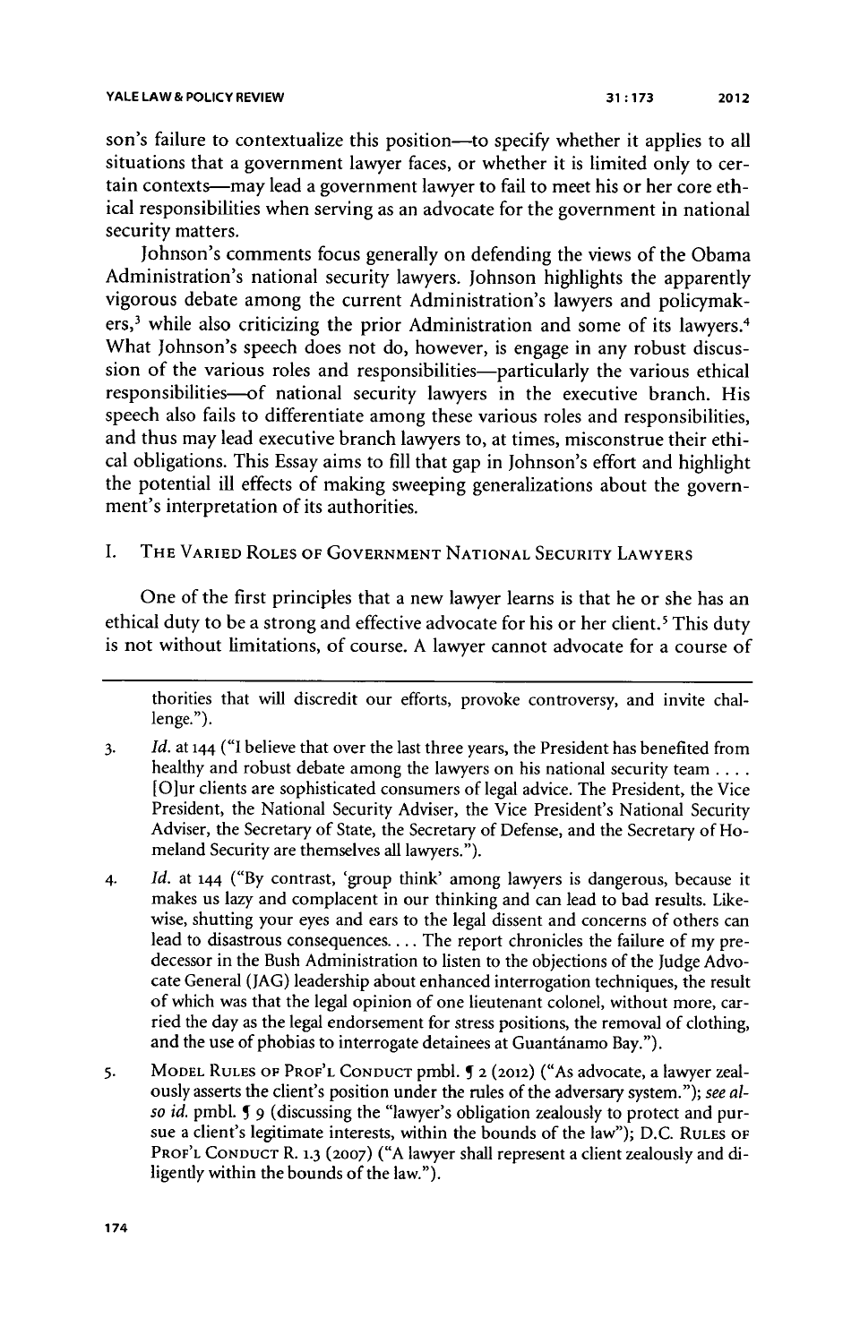son's failure to contextualize this position—to specify whether it applies to all situations that a government lawyer faces, or whether it is limited only to certain contexts—may lead a government lawyer to fail to meet his or her core ethical responsibilities when serving as an advocate for the government in national security matters.

Johnson's comments focus generally on defending the views of the Obama Administration's national security lawyers. Johnson highlights the apparently vigorous debate among the current Administration's lawyers and policymakers,[3] while also criticizing the prior Administration and some of its lawyers.[4] What Johnson's speech does not do, however, is engage in any robust discussion of the various roles and responsibilities—particularly the various ethical responsibilities—of national security lawyers in the executive branch. His speech also fails to differentiate among these various roles and responsibilities, and thus may lead executive branch lawyers to, at times, misconstrue their ethical obligations. This Essay aims to fill that gap in Johnson's effort and highlight the potential ill effects of making sweeping generalizations about the government's interpretation of its authorities.

## I. The Varied Roles of Government National Security Lawyers

One of the first principles that a new lawyer learns is that he or she has an ethical duty to be a strong and effective advocate for his or her client.[5] This duty is not without limitations, of course. A lawyer cannot advocate for a course of

---

thorities that will discredit our efforts, provoke controversy, and invite challenge.").

3. *Id.* at 144 ("I believe that over the last three years, the President has benefited from healthy and robust debate among the lawyers on his national security team . . . . [O]ur clients are sophisticated consumers of legal advice. The President, the Vice President, the National Security Adviser, the Vice President's National Security Adviser, the Secretary of State, the Secretary of Defense, and the Secretary of Homeland Security are themselves all lawyers.").

4. *Id.* at 144 ("By contrast, 'group think' among lawyers is dangerous, because it makes us lazy and complacent in our thinking and can lead to bad results. Likewise, shutting your eyes and ears to the legal dissent and concerns of others can lead to disastrous consequences. . . . The report chronicles the failure of my predecessor in the Bush Administration to listen to the objections of the Judge Advocate General (JAG) leadership about enhanced interrogation techniques, the result of which was that the legal opinion of one lieutenant colonel, without more, carried the day as the legal endorsement for stress positions, the removal of clothing, and the use of phobias to interrogate detainees at Guantánamo Bay.").

5. Model Rules of Prof'l Conduct pmbl. ¶ 2 (2012) ("As advocate, a lawyer zealously asserts the client's position under the rules of the adversary system."); *see also id.* pmbl. ¶ 9 (discussing the "lawyer's obligation zealously to protect and pursue a client's legitimate interests, within the bounds of the law"); D.C. Rules of Prof'l Conduct R. 1.3 (2007) ("A lawyer shall represent a client zealously and diligently within the bounds of the law.").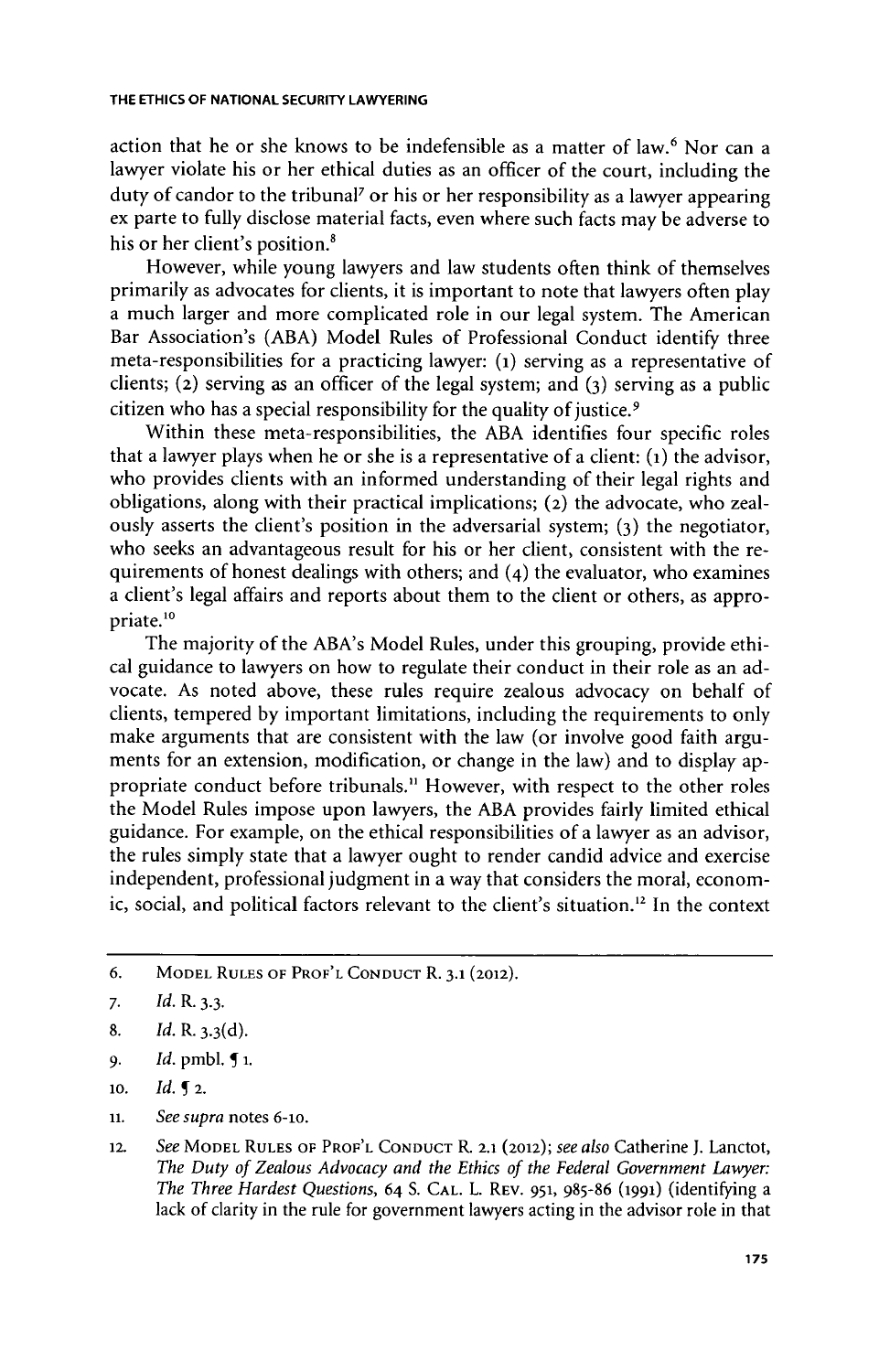action that he or she knows to be indefensible as a matter of law.[6] Nor can a lawyer violate his or her ethical duties as an officer of the court, including the duty of candor to the tribunal[7] or his or her responsibility as a lawyer appearing ex parte to fully disclose material facts, even where such facts may be adverse to his or her client's position.[8]

However, while young lawyers and law students often think of themselves primarily as advocates for clients, it is important to note that lawyers often play a much larger and more complicated role in our legal system. The American Bar Association's (ABA) Model Rules of Professional Conduct identify three meta-responsibilities for a practicing lawyer: (1) serving as a representative of clients; (2) serving as an officer of the legal system; and (3) serving as a public citizen who has a special responsibility for the quality of justice.[9]

Within these meta-responsibilities, the ABA identifies four specific roles that a lawyer plays when he or she is a representative of a client: (1) the advisor, who provides clients with an informed understanding of their legal rights and obligations, along with their practical implications; (2) the advocate, who zealously asserts the client's position in the adversarial system; (3) the negotiator, who seeks an advantageous result for his or her client, consistent with the requirements of honest dealings with others; and (4) the evaluator, who examines a client's legal affairs and reports about them to the client or others, as appropriate.[10]

The majority of the ABA's Model Rules, under this grouping, provide ethical guidance to lawyers on how to regulate their conduct in their role as an advocate. As noted above, these rules require zealous advocacy on behalf of clients, tempered by important limitations, including the requirements to only make arguments that are consistent with the law (or involve good faith arguments for an extension, modification, or change in the law) and to display appropriate conduct before tribunals.[11] However, with respect to the other roles the Model Rules impose upon lawyers, the ABA provides fairly limited ethical guidance. For example, on the ethical responsibilities of a lawyer as an advisor, the rules simply state that a lawyer ought to render candid advice and exercise independent, professional judgment in a way that considers the moral, economic, social, and political factors relevant to the client's situation.[12] In the context

---

6. MODEL RULES OF PROF'L CONDUCT R. 3.1 (2012).

7. *Id.* R. 3.3.

8. *Id.* R. 3.3(d).

9. *Id.* pmbl. ¶ 1.

10. *Id.* ¶ 2.

11. *See supra* notes 6-10.

12. *See* MODEL RULES OF PROF'L CONDUCT R. 2.1 (2012); *see also* Catherine J. Lanctot, *The Duty of Zealous Advocacy and the Ethics of the Federal Government Lawyer: The Three Hardest Questions*, 64 S. CAL. L. REV. 951, 985-86 (1991) (identifying a lack of clarity in the rule for government lawyers acting in the advisor role in that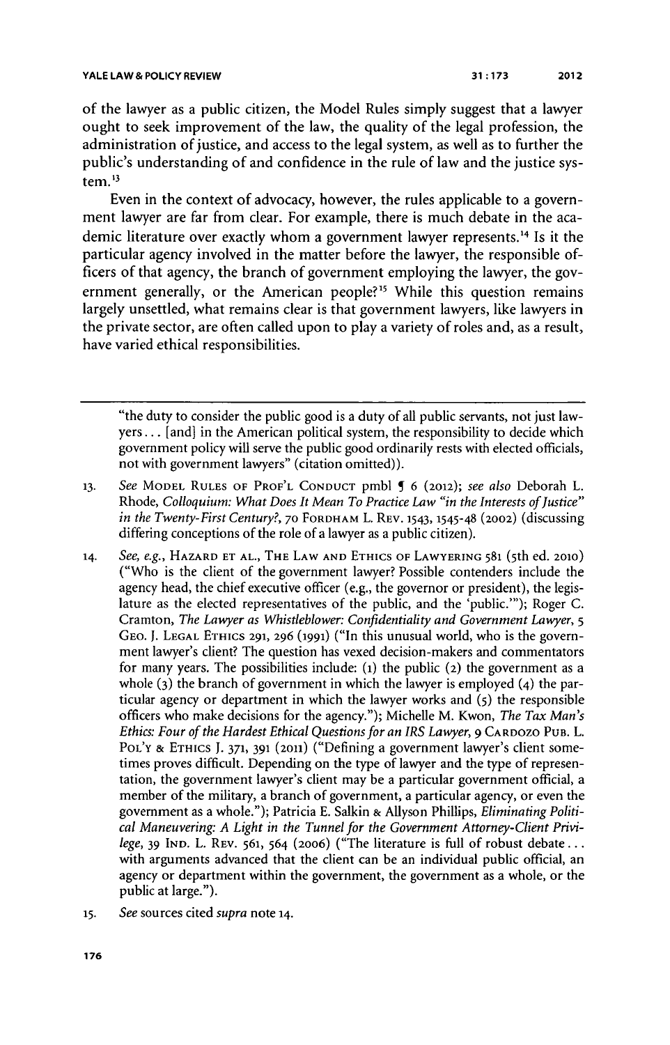of the lawyer as a public citizen, the Model Rules simply suggest that a lawyer ought to seek improvement of the law, the quality of the legal profession, the administration of justice, and access to the legal system, as well as to further the public's understanding of and confidence in the rule of law and the justice system.[13]

Even in the context of advocacy, however, the rules applicable to a government lawyer are far from clear. For example, there is much debate in the academic literature over exactly whom a government lawyer represents.[14] Is it the particular agency involved in the matter before the lawyer, the responsible officers of that agency, the branch of government employing the lawyer, the government generally, or the American people?[15] While this question remains largely unsettled, what remains clear is that government lawyers, like lawyers in the private sector, are often called upon to play a variety of roles and, as a result, have varied ethical responsibilities.

---

"the duty to consider the public good is a duty of all public servants, not just lawyers . . . [and] in the American political system, the responsibility to decide which government policy will serve the public good ordinarily rests with elected officials, not with government lawyers" (citation omitted)).

13. *See* MODEL RULES OF PROF'L CONDUCT pmbl ¶ 6 (2012); *see also* Deborah L. Rhode, *Colloquium: What Does It Mean To Practice Law "in the Interests of Justice" in the Twenty-First Century?*, 70 FORDHAM L. REV. 1543, 1545-48 (2002) (discussing differing conceptions of the role of a lawyer as a public citizen).

14. *See, e.g.*, HAZARD ET AL., THE LAW AND ETHICS OF LAWYERING 581 (5th ed. 2010) ("Who is the client of the government lawyer? Possible contenders include the agency head, the chief executive officer (e.g., the governor or president), the legislature as the elected representatives of the public, and the 'public.'"); Roger C. Cramton, *The Lawyer as Whistleblower: Confidentiality and Government Lawyer*, 5 GEO. J. LEGAL ETHICS 291, 296 (1991) ("In this unusual world, who is the government lawyer's client? The question has vexed decision-makers and commentators for many years. The possibilities include: (1) the public (2) the government as a whole (3) the branch of government in which the lawyer is employed (4) the particular agency or department in which the lawyer works and (5) the responsible officers who make decisions for the agency."); Michelle M. Kwon, *The Tax Man's Ethics: Four of the Hardest Ethical Questions for an IRS Lawyer*, 9 CARDOZO PUB. L. POL'Y & ETHICS J. 371, 391 (2011) ("Defining a government lawyer's client sometimes proves difficult. Depending on the type of lawyer and the type of representation, the government lawyer's client may be a particular government official, a member of the military, a branch of government, a particular agency, or even the government as a whole."); Patricia E. Salkin & Allyson Phillips, *Eliminating Political Maneuvering: A Light in the Tunnel for the Government Attorney-Client Privilege*, 39 IND. L. REV. 561, 564 (2006) ("The literature is full of robust debate . . . with arguments advanced that the client can be an individual public official, an agency or department within the government, the government as a whole, or the public at large.").

15. *See* sources cited *supra* note 14.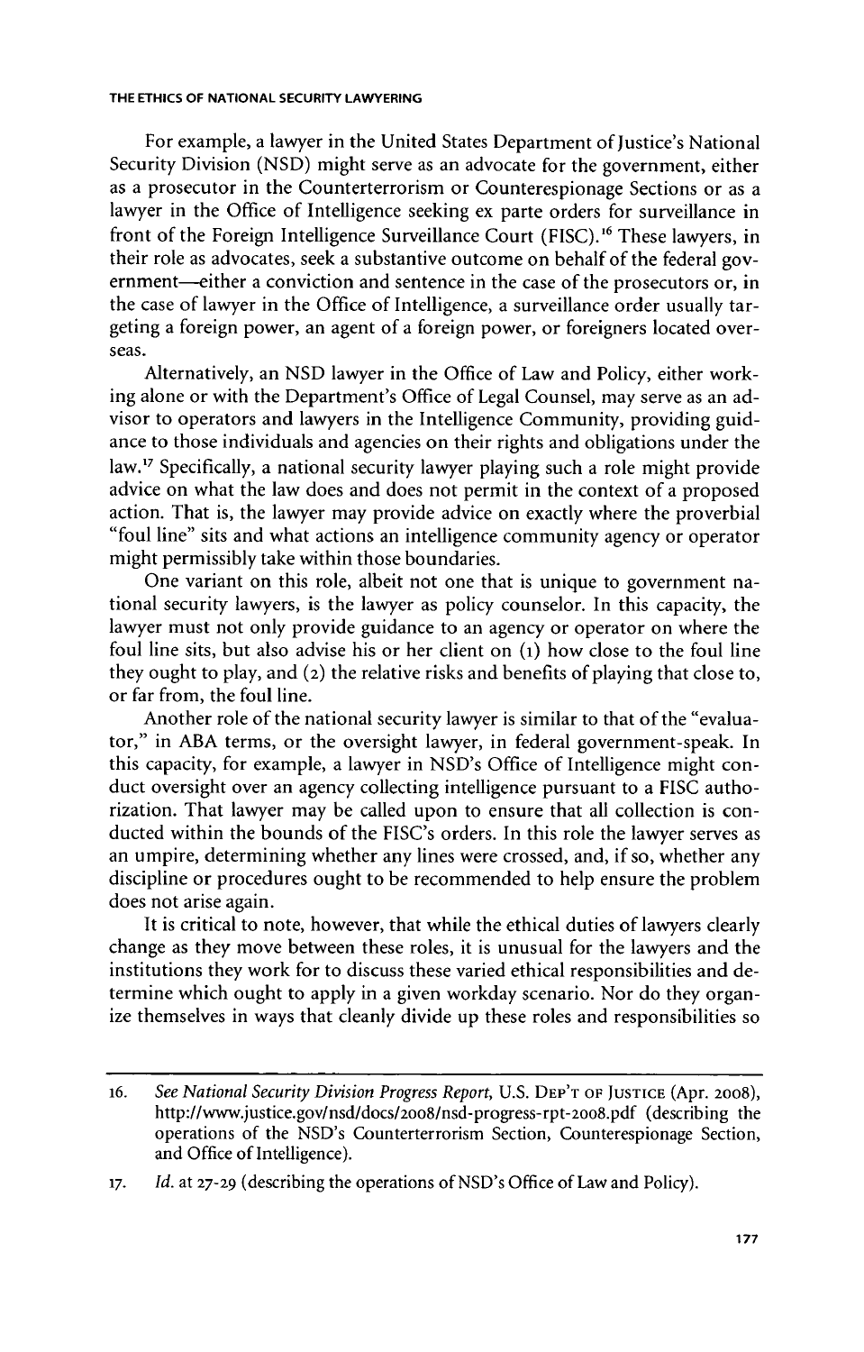For example, a lawyer in the United States Department of Justice's National Security Division (NSD) might serve as an advocate for the government, either as a prosecutor in the Counterterrorism or Counterespionage Sections or as a lawyer in the Office of Intelligence seeking ex parte orders for surveillance in front of the Foreign Intelligence Surveillance Court (FISC).[16] These lawyers, in their role as advocates, seek a substantive outcome on behalf of the federal government—either a conviction and sentence in the case of the prosecutors or, in the case of lawyer in the Office of Intelligence, a surveillance order usually targeting a foreign power, an agent of a foreign power, or foreigners located overseas.

Alternatively, an NSD lawyer in the Office of Law and Policy, either working alone or with the Department's Office of Legal Counsel, may serve as an advisor to operators and lawyers in the Intelligence Community, providing guidance to those individuals and agencies on their rights and obligations under the law.[17] Specifically, a national security lawyer playing such a role might provide advice on what the law does and does not permit in the context of a proposed action. That is, the lawyer may provide advice on exactly where the proverbial "foul line" sits and what actions an intelligence community agency or operator might permissibly take within those boundaries.

One variant on this role, albeit not one that is unique to government national security lawyers, is the lawyer as policy counselor. In this capacity, the lawyer must not only provide guidance to an agency or operator on where the foul line sits, but also advise his or her client on (1) how close to the foul line they ought to play, and (2) the relative risks and benefits of playing that close to, or far from, the foul line.

Another role of the national security lawyer is similar to that of the "evaluator," in ABA terms, or the oversight lawyer, in federal government-speak. In this capacity, for example, a lawyer in NSD's Office of Intelligence might conduct oversight over an agency collecting intelligence pursuant to a FISC authorization. That lawyer may be called upon to ensure that all collection is conducted within the bounds of the FISC's orders. In this role the lawyer serves as an umpire, determining whether any lines were crossed, and, if so, whether any discipline or procedures ought to be recommended to help ensure the problem does not arise again.

It is critical to note, however, that while the ethical duties of lawyers clearly change as they move between these roles, it is unusual for the lawyers and the institutions they work for to discuss these varied ethical responsibilities and determine which ought to apply in a given workday scenario. Nor do they organize themselves in ways that cleanly divide up these roles and responsibilities so

---

16. *See National Security Division Progress Report*, U.S. DEP'T OF JUSTICE (Apr. 2008), http://www.justice.gov/nsd/docs/2008/nsd-progress-rpt-2008.pdf (describing the operations of the NSD's Counterterrorism Section, Counterespionage Section, and Office of Intelligence).

17. *Id.* at 27-29 (describing the operations of NSD's Office of Law and Policy).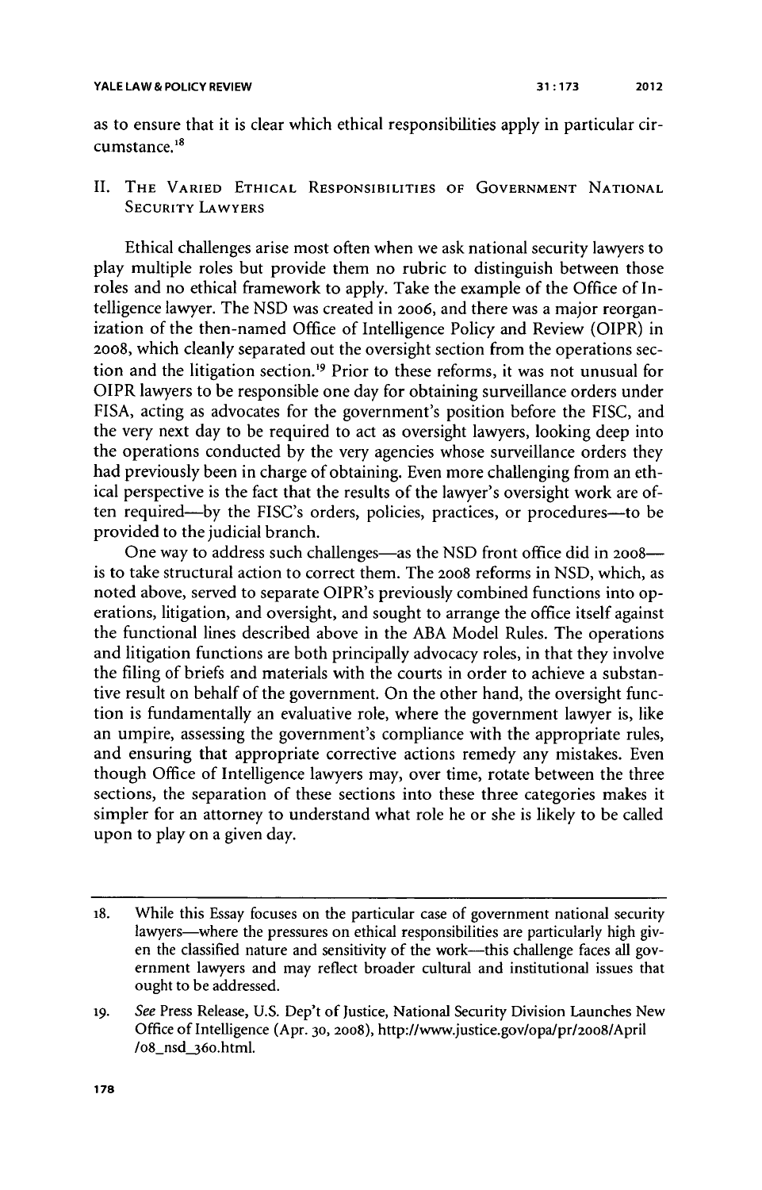as to ensure that it is clear which ethical responsibilities apply in particular circumstance.[18]

## II. The Varied Ethical Responsibilities of Government National Security Lawyers

Ethical challenges arise most often when we ask national security lawyers to play multiple roles but provide them no rubric to distinguish between those roles and no ethical framework to apply. Take the example of the Office of Intelligence lawyer. The NSD was created in 2006, and there was a major reorganization of the then-named Office of Intelligence Policy and Review (OIPR) in 2008, which cleanly separated out the oversight section from the operations section and the litigation section.[19] Prior to these reforms, it was not unusual for OIPR lawyers to be responsible one day for obtaining surveillance orders under FISA, acting as advocates for the government's position before the FISC, and the very next day to be required to act as oversight lawyers, looking deep into the operations conducted by the very agencies whose surveillance orders they had previously been in charge of obtaining. Even more challenging from an ethical perspective is the fact that the results of the lawyer's oversight work are often required—by the FISC's orders, policies, practices, or procedures—to be provided to the judicial branch.

One way to address such challenges—as the NSD front office did in 2008—is to take structural action to correct them. The 2008 reforms in NSD, which, as noted above, served to separate OIPR's previously combined functions into operations, litigation, and oversight, and sought to arrange the office itself against the functional lines described above in the ABA Model Rules. The operations and litigation functions are both principally advocacy roles, in that they involve the filing of briefs and materials with the courts in order to achieve a substantive result on behalf of the government. On the other hand, the oversight function is fundamentally an evaluative role, where the government lawyer is, like an umpire, assessing the government's compliance with the appropriate rules, and ensuring that appropriate corrective actions remedy any mistakes. Even though Office of Intelligence lawyers may, over time, rotate between the three sections, the separation of these sections into these three categories makes it simpler for an attorney to understand what role he or she is likely to be called upon to play on a given day.

---

18. While this Essay focuses on the particular case of government national security lawyers—where the pressures on ethical responsibilities are particularly high given the classified nature and sensitivity of the work—this challenge faces all government lawyers and may reflect broader cultural and institutional issues that ought to be addressed.

19. *See* Press Release, U.S. Dep't of Justice, National Security Division Launches New Office of Intelligence (Apr. 30, 2008), http://www.justice.gov/opa/pr/2008/April/08_nsd_360.html.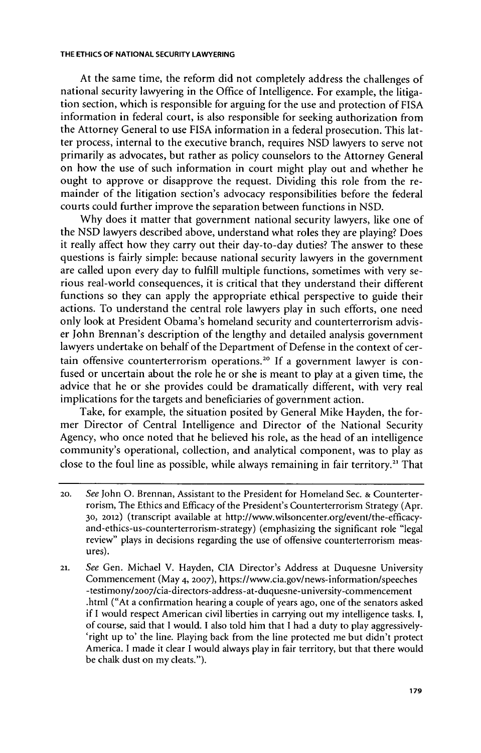At the same time, the reform did not completely address the challenges of national security lawyering in the Office of Intelligence. For example, the litigation section, which is responsible for arguing for the use and protection of FISA information in federal court, is also responsible for seeking authorization from the Attorney General to use FISA information in a federal prosecution. This latter process, internal to the executive branch, requires NSD lawyers to serve not primarily as advocates, but rather as policy counselors to the Attorney General on how the use of such information in court might play out and whether he ought to approve or disapprove the request. Dividing this role from the remainder of the litigation section's advocacy responsibilities before the federal courts could further improve the separation between functions in NSD.

Why does it matter that government national security lawyers, like one of the NSD lawyers described above, understand what roles they are playing? Does it really affect how they carry out their day-to-day duties? The answer to these questions is fairly simple: because national security lawyers in the government are called upon every day to fulfill multiple functions, sometimes with very serious real-world consequences, it is critical that they understand their different functions so they can apply the appropriate ethical perspective to guide their actions. To understand the central role lawyers play in such efforts, one need only look at President Obama's homeland security and counterterrorism adviser John Brennan's description of the lengthy and detailed analysis government lawyers undertake on behalf of the Department of Defense in the context of certain offensive counterterrorism operations.[20] If a government lawyer is confused or uncertain about the role he or she is meant to play at a given time, the advice that he or she provides could be dramatically different, with very real implications for the targets and beneficiaries of government action.

Take, for example, the situation posited by General Mike Hayden, the former Director of Central Intelligence and Director of the National Security Agency, who once noted that he believed his role, as the head of an intelligence community's operational, collection, and analytical component, was to play as close to the foul line as possible, while always remaining in fair territory.[21] That

---

20. *See* John O. Brennan, Assistant to the President for Homeland Sec. & Counterterrorism, The Ethics and Efficacy of the President's Counterterrorism Strategy (Apr. 30, 2012) (transcript available at http://www.wilsoncenter.org/event/the-efficacy-and-ethics-us-counterterrorism-strategy) (emphasizing the significant role "legal review" plays in decisions regarding the use of offensive counterterrorism measures).

21. *See* Gen. Michael V. Hayden, CIA Director's Address at Duquesne University Commencement (May 4, 2007), https://www.cia.gov/news-information/speeches-testimony/2007/cia-directors-address-at-duquesne-university-commencement.html ("At a confirmation hearing a couple of years ago, one of the senators asked if I would respect American civil liberties in carrying out my intelligence tasks. I, of course, said that I would. I also told him that I had a duty to play aggressively-'right up to' the line. Playing back from the line protected me but didn't protect America. I made it clear I would always play in fair territory, but that there would be chalk dust on my cleats.").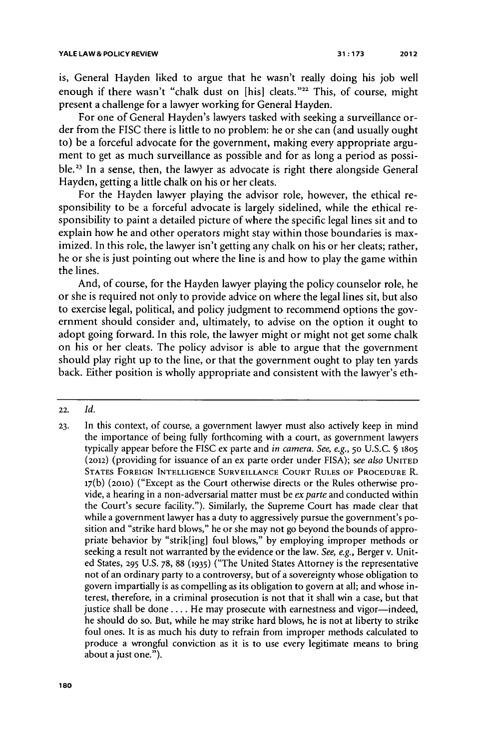is, General Hayden liked to argue that he wasn't really doing his job well enough if there wasn't "chalk dust on [his] cleats."[22] This, of course, might present a challenge for a lawyer working for General Hayden.

For one of General Hayden's lawyers tasked with seeking a surveillance order from the FISC there is little to no problem: he or she can (and usually ought to) be a forceful advocate for the government, making every appropriate argument to get as much surveillance as possible and for as long a period as possible.[23] In a sense, then, the lawyer as advocate is right there alongside General Hayden, getting a little chalk on his or her cleats.

For the Hayden lawyer playing the advisor role, however, the ethical responsibility to be a forceful advocate is largely sidelined, while the ethical responsibility to paint a detailed picture of where the specific legal lines sit and to explain how he and other operators might stay within those boundaries is maximized. In this role, the lawyer isn't getting any chalk on his or her cleats; rather, he or she is just pointing out where the line is and how to play the game within the lines.

And, of course, for the Hayden lawyer playing the policy counselor role, he or she is required not only to provide advice on where the legal lines sit, but also to exercise legal, political, and policy judgment to recommend options the government should consider and, ultimately, to advise on the option it ought to adopt going forward. In this role, the lawyer might or might not get some chalk on his or her cleats. The policy advisor is able to argue that the government should play right up to the line, or that the government ought to play ten yards back. Either position is wholly appropriate and consistent with the lawyer's eth-

---

22. *Id.*

23. In this context, of course, a government lawyer must also actively keep in mind the importance of being fully forthcoming with a court, as government lawyers typically appear before the FISC ex parte and *in camera*. *See, e.g.*, 50 U.S.C. § 1805 (2012) (providing for issuance of an ex parte order under FISA); *see also* UNITED STATES FOREIGN INTELLIGENCE SURVEILLANCE COURT RULES OF PROCEDURE R. 17(b) (2010) ("Except as the Court otherwise directs or the Rules otherwise provide, a hearing in a non-adversarial matter must be *ex parte* and conducted within the Court's secure facility."). Similarly, the Supreme Court has made clear that while a government lawyer has a duty to aggressively pursue the government's position and "strike hard blows," he or she may not go beyond the bounds of appropriate behavior by "strik[ing] foul blows," by employing improper methods or seeking a result not warranted by the evidence or the law. *See, e.g.*, Berger v. United States, 295 U.S. 78, 88 (1935) ("The United States Attorney is the representative not of an ordinary party to a controversy, but of a sovereignty whose obligation to govern impartially is as compelling as its obligation to govern at all; and whose interest, therefore, in a criminal prosecution is not that it shall win a case, but that justice shall be done .... He may prosecute with earnestness and vigor—indeed, he should do so. But, while he may strike hard blows, he is not at liberty to strike foul ones. It is as much his duty to refrain from improper methods calculated to produce a wrongful conviction as it is to use every legitimate means to bring about a just one.").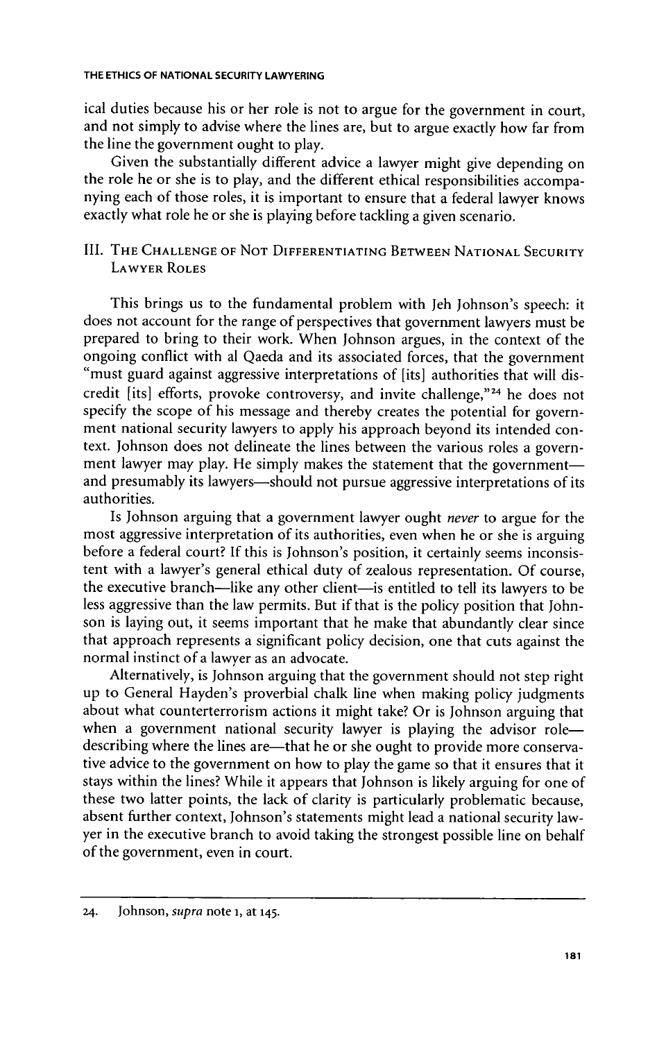ical duties because his or her role is not to argue for the government in court, and not simply to advise where the lines are, but to argue exactly how far from the line the government ought to play.

Given the substantially different advice a lawyer might give depending on the role he or she is to play, and the different ethical responsibilities accompanying each of those roles, it is important to ensure that a federal lawyer knows exactly what role he or she is playing before tackling a given scenario.

## III. The Challenge of Not Differentiating Between National Security Lawyer Roles

This brings us to the fundamental problem with Jeh Johnson's speech: it does not account for the range of perspectives that government lawyers must be prepared to bring to their work. When Johnson argues, in the context of the ongoing conflict with al Qaeda and its associated forces, that the government "must guard against aggressive interpretations of [its] authorities that will discredit [its] efforts, provoke controversy, and invite challenge,"[24] he does not specify the scope of his message and thereby creates the potential for government national security lawyers to apply his approach beyond its intended context. Johnson does not delineate the lines between the various roles a government lawyer may play. He simply makes the statement that the government—and presumably its lawyers—should not pursue aggressive interpretations of its authorities.

Is Johnson arguing that a government lawyer ought *never* to argue for the most aggressive interpretation of its authorities, even when he or she is arguing before a federal court? If this is Johnson's position, it certainly seems inconsistent with a lawyer's general ethical duty of zealous representation. Of course, the executive branch—like any other client—is entitled to tell its lawyers to be less aggressive than the law permits. But if that is the policy position that Johnson is laying out, it seems important that he make that abundantly clear since that approach represents a significant policy decision, one that cuts against the normal instinct of a lawyer as an advocate.

Alternatively, is Johnson arguing that the government should not step right up to General Hayden's proverbial chalk line when making policy judgments about what counterterrorism actions it might take? Or is Johnson arguing that when a government national security lawyer is playing the advisor role—describing where the lines are—that he or she ought to provide more conservative advice to the government on how to play the game so that it ensures that it stays within the lines? While it appears that Johnson is likely arguing for one of these two latter points, the lack of clarity is particularly problematic because, absent further context, Johnson's statements might lead a national security lawyer in the executive branch to avoid taking the strongest possible line on behalf of the government, even in court.

---

24. Johnson, *supra* note 1, at 145.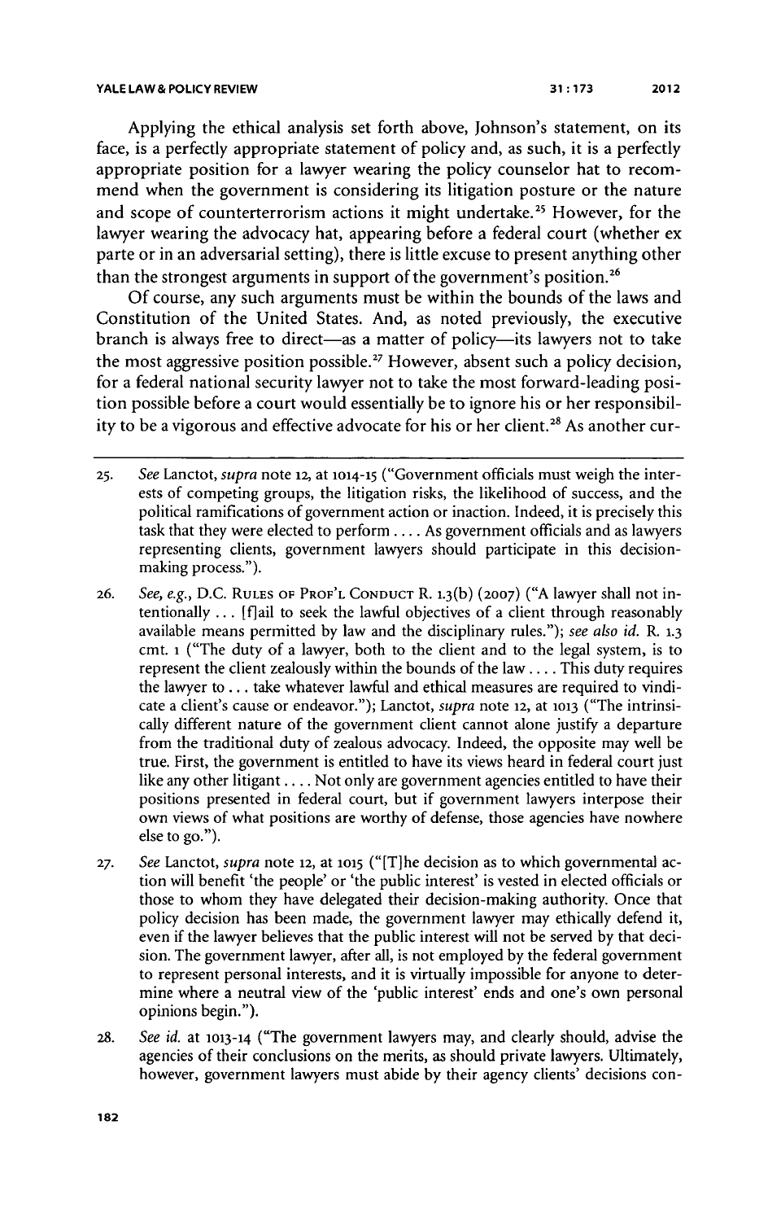Applying the ethical analysis set forth above, Johnson's statement, on its face, is a perfectly appropriate statement of policy and, as such, it is a perfectly appropriate position for a lawyer wearing the policy counselor hat to recommend when the government is considering its litigation posture or the nature and scope of counterterrorism actions it might undertake.[25] However, for the lawyer wearing the advocacy hat, appearing before a federal court (whether ex parte or in an adversarial setting), there is little excuse to present anything other than the strongest arguments in support of the government's position.[26]

Of course, any such arguments must be within the bounds of the laws and Constitution of the United States. And, as noted previously, the executive branch is always free to direct—as a matter of policy—its lawyers not to take the most aggressive position possible.[27] However, absent such a policy decision, for a federal national security lawyer not to take the most forward-leading position possible before a court would essentially be to ignore his or her responsibility to be a vigorous and effective advocate for his or her client.[28] As another cur-

---

25. *See* Lanctot, *supra* note 12, at 1014-15 ("Government officials must weigh the interests of competing groups, the litigation risks, the likelihood of success, and the political ramifications of government action or inaction. Indeed, it is precisely this task that they were elected to perform . . . . As government officials and as lawyers representing clients, government lawyers should participate in this decision-making process.").

26. *See, e.g.*, D.C. RULES OF PROF'L CONDUCT R. 1.3(b) (2007) ("A lawyer shall not intentionally . . . [f]ail to seek the lawful objectives of a client through reasonably available means permitted by law and the disciplinary rules."); *see also id.* R. 1.3 cmt. 1 ("The duty of a lawyer, both to the client and to the legal system, is to represent the client zealously within the bounds of the law . . . . This duty requires the lawyer to . . . take whatever lawful and ethical measures are required to vindicate a client's cause or endeavor."); Lanctot, *supra* note 12, at 1013 ("The intrinsically different nature of the government client cannot alone justify a departure from the traditional duty of zealous advocacy. Indeed, the opposite may well be true. First, the government is entitled to have its views heard in federal court just like any other litigant . . . . Not only are government agencies entitled to have their positions presented in federal court, but if government lawyers interpose their own views of what positions are worthy of defense, those agencies have nowhere else to go.").

27. *See* Lanctot, *supra* note 12, at 1015 ("[T]he decision as to which governmental action will benefit 'the people' or 'the public interest' is vested in elected officials or those to whom they have delegated their decision-making authority. Once that policy decision has been made, the government lawyer may ethically defend it, even if the lawyer believes that the public interest will not be served by that decision. The government lawyer, after all, is not employed by the federal government to represent personal interests, and it is virtually impossible for anyone to determine where a neutral view of the 'public interest' ends and one's own personal opinions begin.").

28. *See id.* at 1013-14 ("The government lawyers may, and clearly should, advise the agencies of their conclusions on the merits, as should private lawyers. Ultimately, however, government lawyers must abide by their agency clients' decisions con-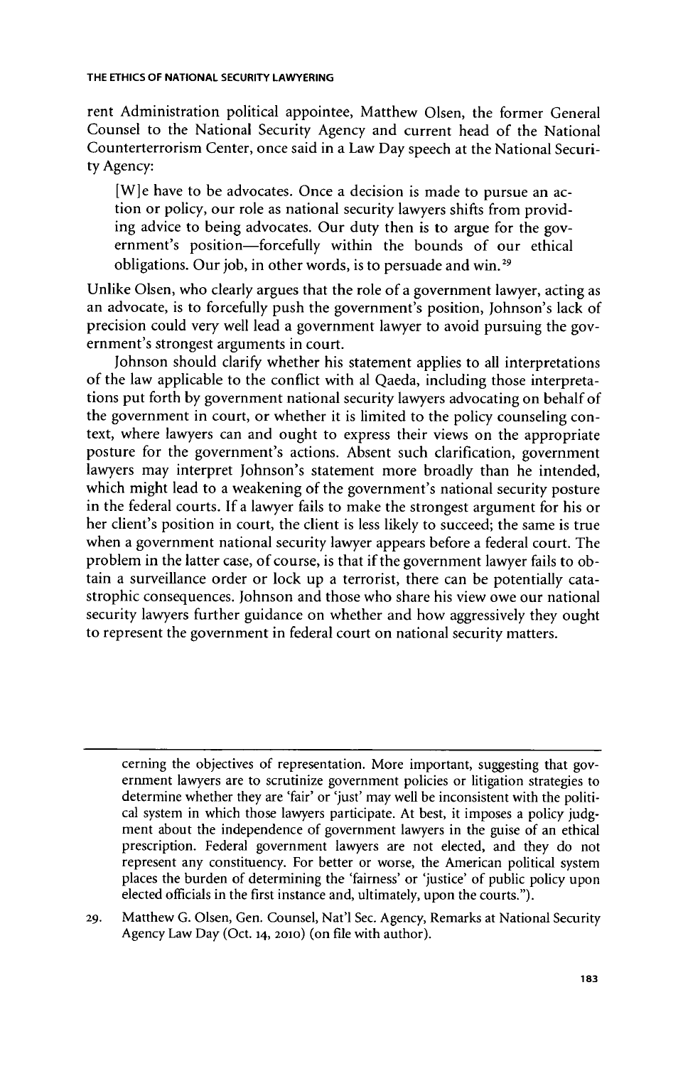rent Administration political appointee, Matthew Olsen, the former General Counsel to the National Security Agency and current head of the National Counterterrorism Center, once said in a Law Day speech at the National Security Agency:

> [W]e have to be advocates. Once a decision is made to pursue an action or policy, our role as national security lawyers shifts from providing advice to being advocates. Our duty then is to argue for the government's position—forcefully within the bounds of our ethical obligations. Our job, in other words, is to persuade and win.[29]

Unlike Olsen, who clearly argues that the role of a government lawyer, acting as an advocate, is to forcefully push the government's position, Johnson's lack of precision could very well lead a government lawyer to avoid pursuing the government's strongest arguments in court.

Johnson should clarify whether his statement applies to all interpretations of the law applicable to the conflict with al Qaeda, including those interpretations put forth by government national security lawyers advocating on behalf of the government in court, or whether it is limited to the policy counseling context, where lawyers can and ought to express their views on the appropriate posture for the government's actions. Absent such clarification, government lawyers may interpret Johnson's statement more broadly than he intended, which might lead to a weakening of the government's national security posture in the federal courts. If a lawyer fails to make the strongest argument for his or her client's position in court, the client is less likely to succeed; the same is true when a government national security lawyer appears before a federal court. The problem in the latter case, of course, is that if the government lawyer fails to obtain a surveillance order or lock up a terrorist, there can be potentially catastrophic consequences. Johnson and those who share his view owe our national security lawyers further guidance on whether and how aggressively they ought to represent the government in federal court on national security matters.

---

cerning the objectives of representation. More important, suggesting that government lawyers are to scrutinize government policies or litigation strategies to determine whether they are 'fair' or 'just' may well be inconsistent with the political system in which those lawyers participate. At best, it imposes a policy judgment about the independence of government lawyers in the guise of an ethical prescription. Federal government lawyers are not elected, and they do not represent any constituency. For better or worse, the American political system places the burden of determining the 'fairness' or 'justice' of public policy upon elected officials in the first instance and, ultimately, upon the courts.").

29. Matthew G. Olsen, Gen. Counsel, Nat'l Sec. Agency, Remarks at National Security Agency Law Day (Oct. 14, 2010) (on file with author).